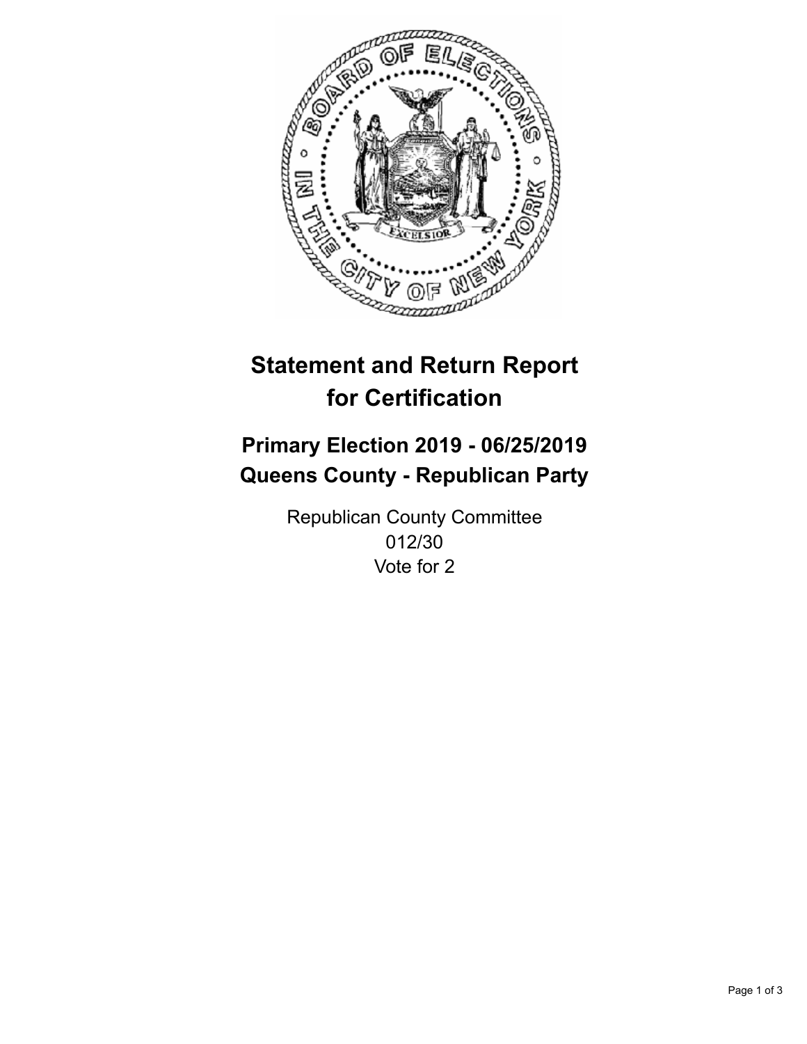# Statement and Return Report for Certification

## Primary Election 2019 - 06/25/2019
## Queens County - Republican Party

Republican County Committee
012/30
Vote for 2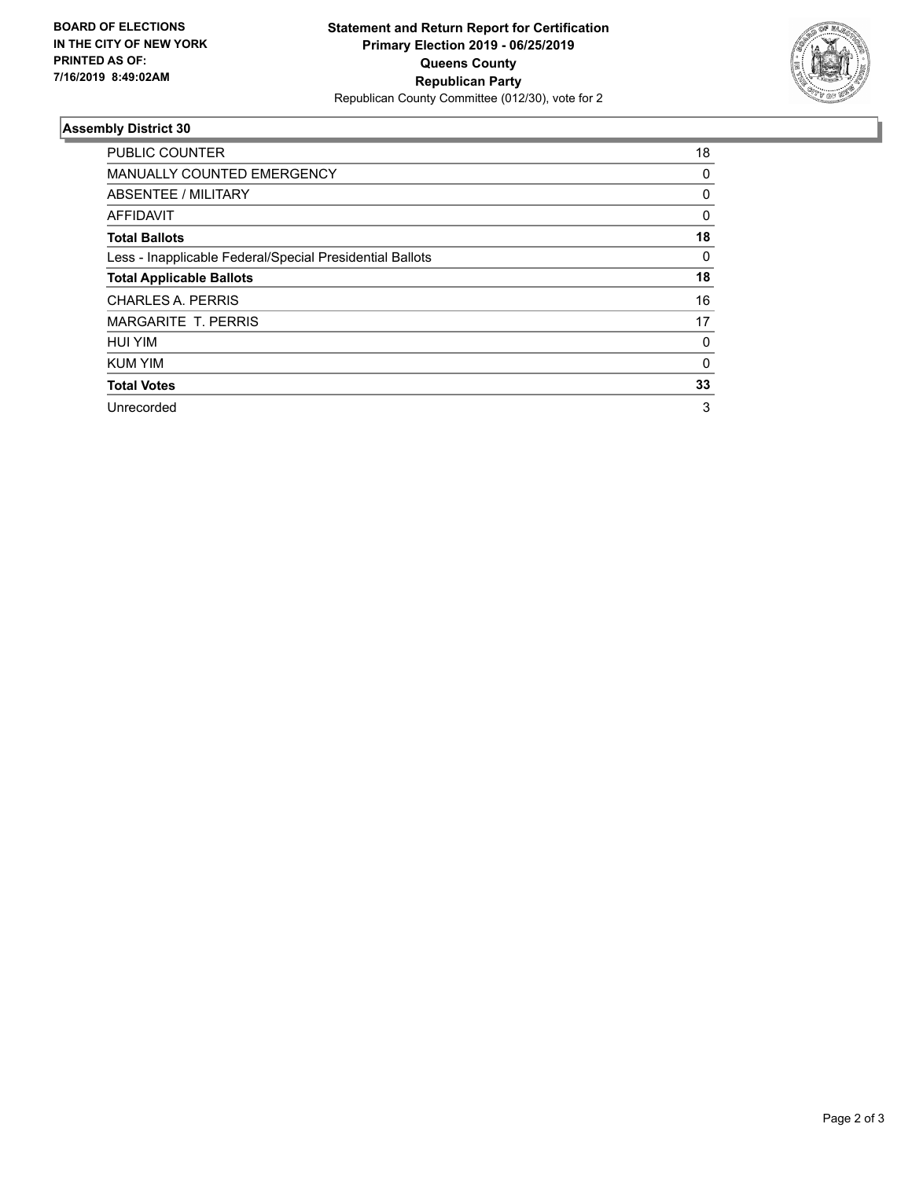**BOARD OF ELECTIONS IN THE CITY OF NEW YORK PRINTED AS OF: 7/16/2019 8:49:02AM**

**Statement and Return Report for Certification**
**Primary Election 2019 - 06/25/2019**
**Queens County**
**Republican Party**
Republican County Committee (012/30), vote for 2

## Assembly District 30

| | |
|---|---|
| PUBLIC COUNTER | 18 |
| MANUALLY COUNTED EMERGENCY | 0 |
| ABSENTEE / MILITARY | 0 |
| AFFIDAVIT | 0 |
| **Total Ballots** | **18** |
| Less - Inapplicable Federal/Special Presidential Ballots | 0 |
| **Total Applicable Ballots** | **18** |
| CHARLES A. PERRIS | 16 |
| MARGARITE T. PERRIS | 17 |
| HUI YIM | 0 |
| KUM YIM | 0 |
| **Total Votes** | **33** |
| Unrecorded | 3 |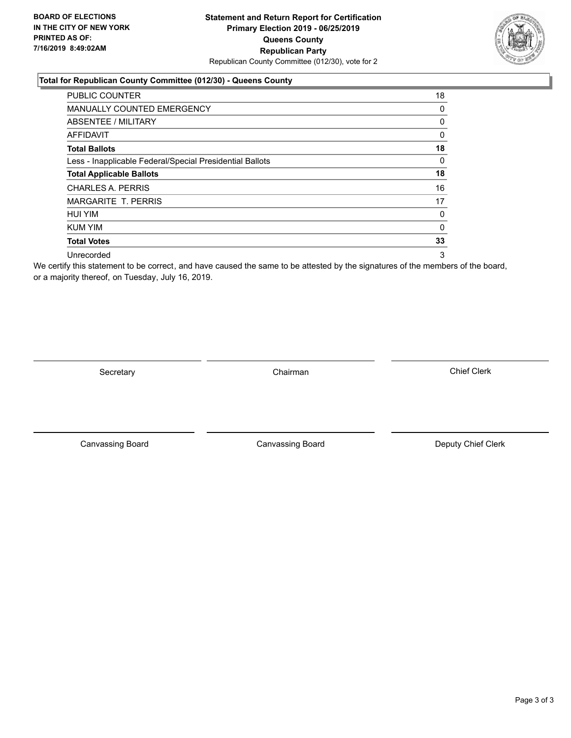**BOARD OF ELECTIONS IN THE CITY OF NEW YORK PRINTED AS OF: 7/16/2019 8:49:02AM**

**Statement and Return Report for Certification**
**Primary Election 2019 - 06/25/2019**
**Queens County**
**Republican Party**
Republican County Committee (012/30), vote for 2

**Total for Republican County Committee (012/30) - Queens County**

| | |
|---|---|
| PUBLIC COUNTER | 18 |
| MANUALLY COUNTED EMERGENCY | 0 |
| ABSENTEE / MILITARY | 0 |
| AFFIDAVIT | 0 |
| **Total Ballots** | **18** |
| Less - Inapplicable Federal/Special Presidential Ballots | 0 |
| **Total Applicable Ballots** | **18** |
| CHARLES A. PERRIS | 16 |
| MARGARITE T. PERRIS | 17 |
| HUI YIM | 0 |
| KUM YIM | 0 |
| **Total Votes** | **33** |
| Unrecorded | 3 |

We certify this statement to be correct, and have caused the same to be attested by the signatures of the members of the board, or a majority thereof, on Tuesday, July 16, 2019.

Secretary

Chairman

Chief Clerk

Canvassing Board

Canvassing Board

Deputy Chief Clerk